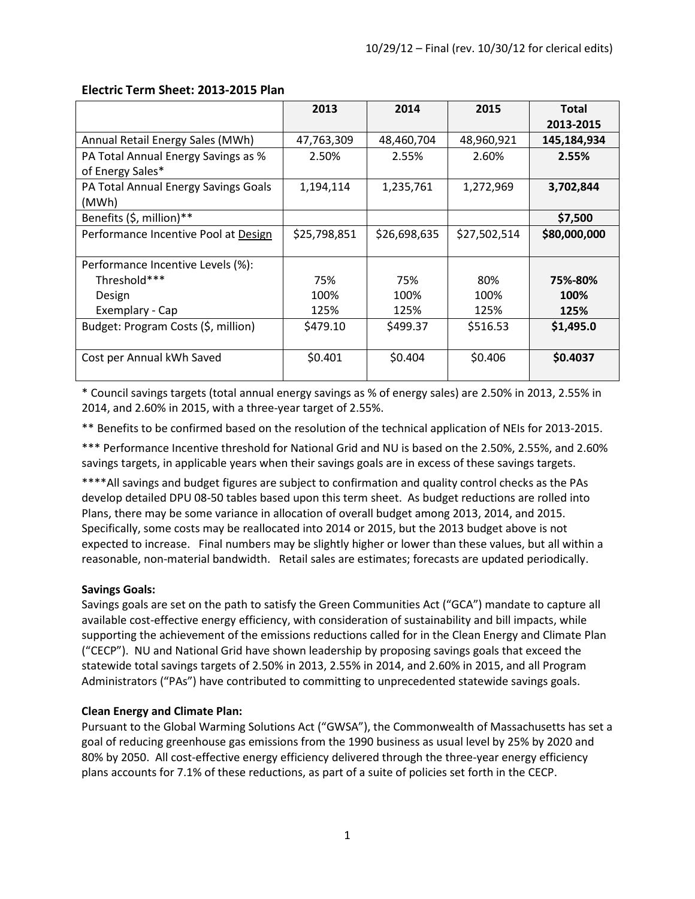10/29/12 – Final (rev. 10/30/12 for clerical edits)

### Electric Term Sheet: 2013-2015 Plan

| | 2013 | 2014 | 2015 | Total 2013-2015 |
|---|---|---|---|---|
| Annual Retail Energy Sales (MWh) | 47,763,309 | 48,460,704 | 48,960,921 | **145,184,934** |
| PA Total Annual Energy Savings as % of Energy Sales* | 2.50% | 2.55% | 2.60% | **2.55%** |
| PA Total Annual Energy Savings Goals (MWh) | 1,194,114 | 1,235,761 | 1,272,969 | **3,702,844** |
| Benefits ($, million)** | | | | **$7,500** |
| Performance Incentive Pool at <u>Design</u> | $25,798,851 | $26,698,635 | $27,502,514 | **$80,000,000** |
| Performance Incentive Levels (%): | | | | |
| Threshold*** | 75% | 75% | 80% | **75%-80%** |
| Design | 100% | 100% | 100% | **100%** |
| Exemplary - Cap | 125% | 125% | 125% | **125%** |
| Budget: Program Costs ($, million) | $479.10 | $499.37 | $516.53 | **$1,495.0** |
| Cost per Annual kWh Saved | $0.401 | $0.404 | $0.406 | **$0.4037** |

* Council savings targets (total annual energy savings as % of energy sales) are 2.50% in 2013, 2.55% in 2014, and 2.60% in 2015, with a three-year target of 2.55%.

** Benefits to be confirmed based on the resolution of the technical application of NEIs for 2013-2015.

*** Performance Incentive threshold for National Grid and NU is based on the 2.50%, 2.55%, and 2.60% savings targets, in applicable years when their savings goals are in excess of these savings targets.

****All savings and budget figures are subject to confirmation and quality control checks as the PAs develop detailed DPU 08-50 tables based upon this term sheet. As budget reductions are rolled into Plans, there may be some variance in allocation of overall budget among 2013, 2014, and 2015. Specifically, some costs may be reallocated into 2014 or 2015, but the 2013 budget above is not expected to increase. Final numbers may be slightly higher or lower than these values, but all within a reasonable, non-material bandwidth. Retail sales are estimates; forecasts are updated periodically.

**Savings Goals:**
Savings goals are set on the path to satisfy the Green Communities Act ("GCA") mandate to capture all available cost-effective energy efficiency, with consideration of sustainability and bill impacts, while supporting the achievement of the emissions reductions called for in the Clean Energy and Climate Plan ("CECP"). NU and National Grid have shown leadership by proposing savings goals that exceed the statewide total savings targets of 2.50% in 2013, 2.55% in 2014, and 2.60% in 2015, and all Program Administrators ("PAs") have contributed to committing to unprecedented statewide savings goals.

**Clean Energy and Climate Plan:**
Pursuant to the Global Warming Solutions Act ("GWSA"), the Commonwealth of Massachusetts has set a goal of reducing greenhouse gas emissions from the 1990 business as usual level by 25% by 2020 and 80% by 2050. All cost-effective energy efficiency delivered through the three-year energy efficiency plans accounts for 7.1% of these reductions, as part of a suite of policies set forth in the CECP.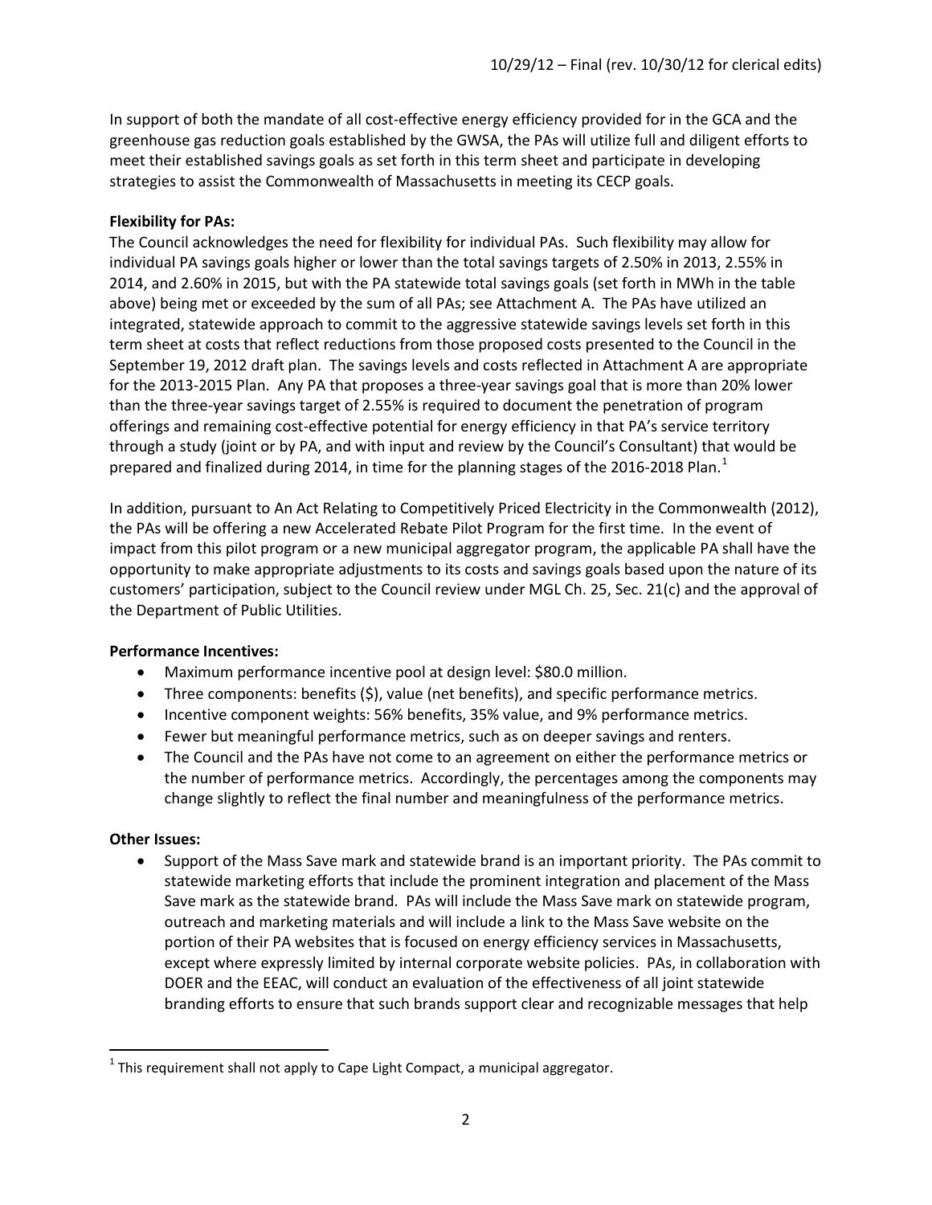In support of both the mandate of all cost-effective energy efficiency provided for in the GCA and the greenhouse gas reduction goals established by the GWSA, the PAs will utilize full and diligent efforts to meet their established savings goals as set forth in this term sheet and participate in developing strategies to assist the Commonwealth of Massachusetts in meeting its CECP goals.

**Flexibility for PAs:**
The Council acknowledges the need for flexibility for individual PAs. Such flexibility may allow for individual PA savings goals higher or lower than the total savings targets of 2.50% in 2013, 2.55% in 2014, and 2.60% in 2015, but with the PA statewide total savings goals (set forth in MWh in the table above) being met or exceeded by the sum of all PAs; see Attachment A. The PAs have utilized an integrated, statewide approach to commit to the aggressive statewide savings levels set forth in this term sheet at costs that reflect reductions from those proposed costs presented to the Council in the September 19, 2012 draft plan. The savings levels and costs reflected in Attachment A are appropriate for the 2013-2015 Plan. Any PA that proposes a three-year savings goal that is more than 20% lower than the three-year savings target of 2.55% is required to document the penetration of program offerings and remaining cost-effective potential for energy efficiency in that PA's service territory through a study (joint or by PA, and with input and review by the Council's Consultant) that would be prepared and finalized during 2014, in time for the planning stages of the 2016-2018 Plan.[1]

In addition, pursuant to An Act Relating to Competitively Priced Electricity in the Commonwealth (2012), the PAs will be offering a new Accelerated Rebate Pilot Program for the first time. In the event of impact from this pilot program or a new municipal aggregator program, the applicable PA shall have the opportunity to make appropriate adjustments to its costs and savings goals based upon the nature of its customers' participation, subject to the Council review under MGL Ch. 25, Sec. 21(c) and the approval of the Department of Public Utilities.

**Performance Incentives:**

- Maximum performance incentive pool at design level: $80.0 million.
- Three components: benefits ($), value (net benefits), and specific performance metrics.
- Incentive component weights: 56% benefits, 35% value, and 9% performance metrics.
- Fewer but meaningful performance metrics, such as on deeper savings and renters.
- The Council and the PAs have not come to an agreement on either the performance metrics or the number of performance metrics. Accordingly, the percentages among the components may change slightly to reflect the final number and meaningfulness of the performance metrics.

**Other Issues:**

- Support of the Mass Save mark and statewide brand is an important priority. The PAs commit to statewide marketing efforts that include the prominent integration and placement of the Mass Save mark as the statewide brand. PAs will include the Mass Save mark on statewide program, outreach and marketing materials and will include a link to the Mass Save website on the portion of their PA websites that is focused on energy efficiency services in Massachusetts, except where expressly limited by internal corporate website policies. PAs, in collaboration with DOER and the EEAC, will conduct an evaluation of the effectiveness of all joint statewide branding efforts to ensure that such brands support clear and recognizable messages that help

[1] This requirement shall not apply to Cape Light Compact, a municipal aggregator.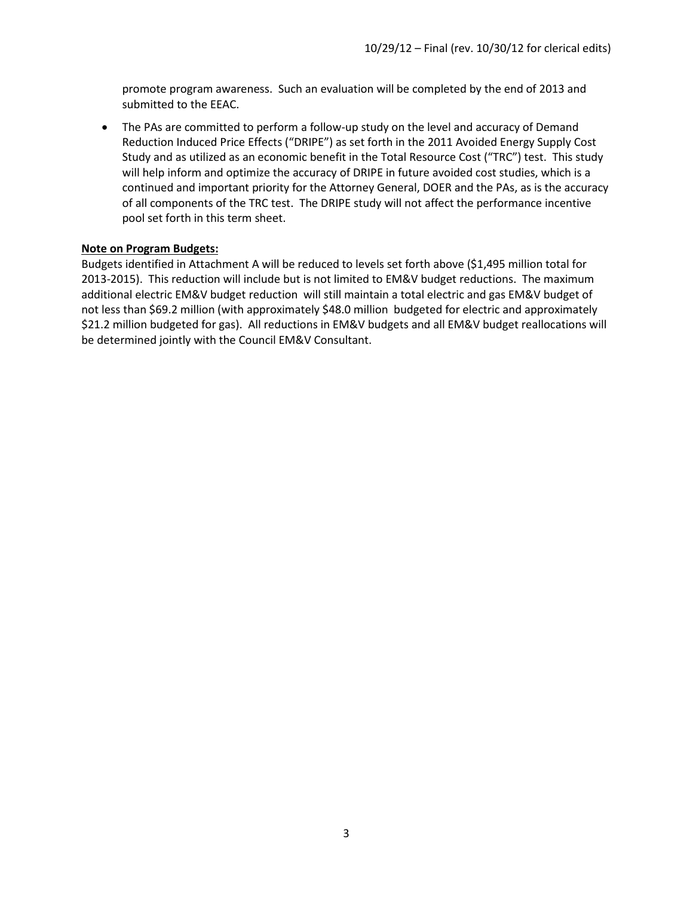promote program awareness. Such an evaluation will be completed by the end of 2013 and submitted to the EEAC.

- The PAs are committed to perform a follow-up study on the level and accuracy of Demand Reduction Induced Price Effects ("DRIPE") as set forth in the 2011 Avoided Energy Supply Cost Study and as utilized as an economic benefit in the Total Resource Cost ("TRC") test. This study will help inform and optimize the accuracy of DRIPE in future avoided cost studies, which is a continued and important priority for the Attorney General, DOER and the PAs, as is the accuracy of all components of the TRC test. The DRIPE study will not affect the performance incentive pool set forth in this term sheet.

**Note on Program Budgets:**

Budgets identified in Attachment A will be reduced to levels set forth above ($1,495 million total for 2013-2015). This reduction will include but is not limited to EM&V budget reductions. The maximum additional electric EM&V budget reduction will still maintain a total electric and gas EM&V budget of not less than $69.2 million (with approximately $48.0 million budgeted for electric and approximately $21.2 million budgeted for gas). All reductions in EM&V budgets and all EM&V budget reallocations will be determined jointly with the Council EM&V Consultant.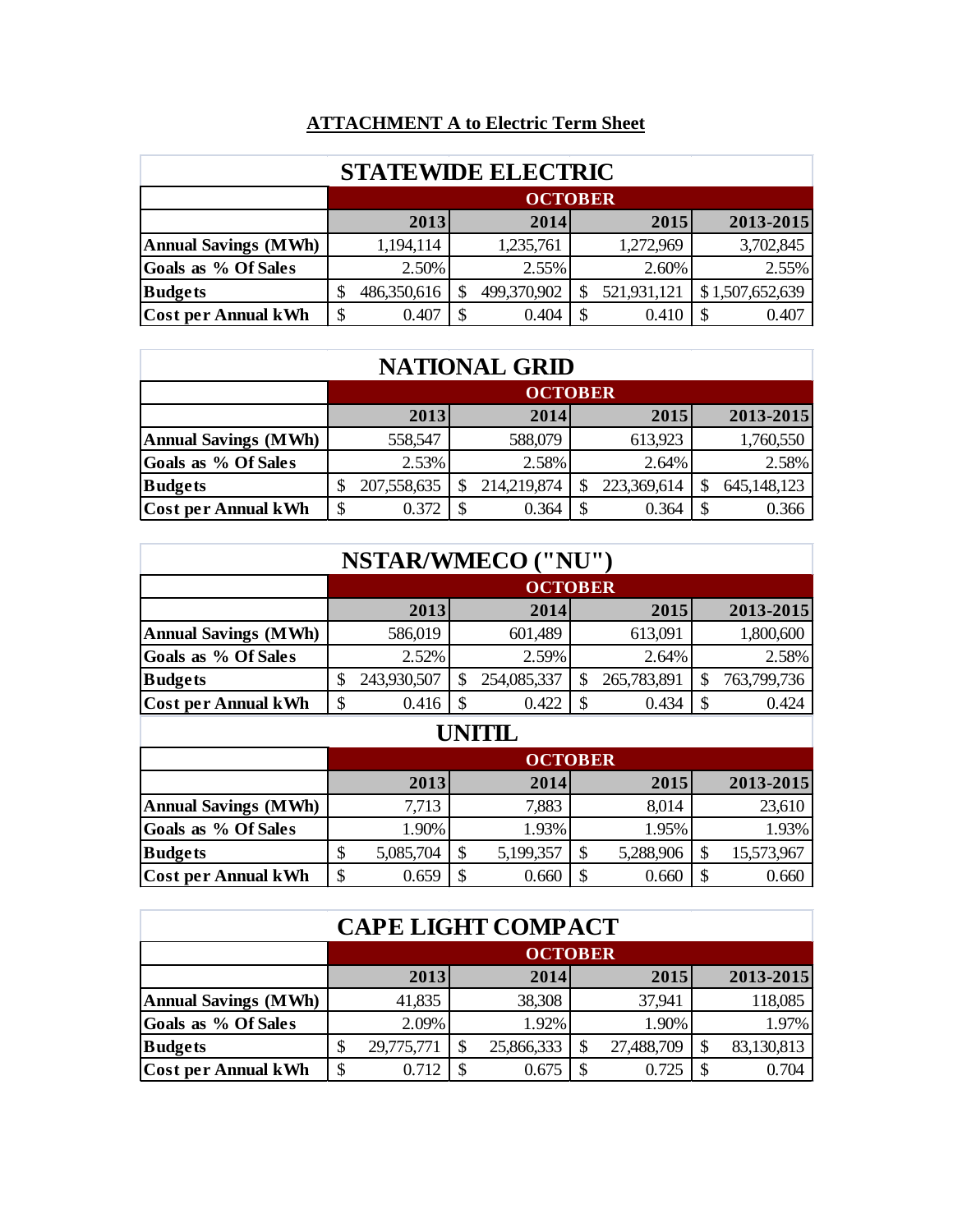# ATTACHMENT A to Electric Term Sheet

## STATEWIDE ELECTRIC

| | OCTOBER | | | |
|---|---|---|---|---|
| | 2013 | 2014 | 2015 | 2013-2015 |
| Annual Savings (MWh) | 1,194,114 | 1,235,761 | 1,272,969 | 3,702,845 |
| Goals as % Of Sales | 2.50% | 2.55% | 2.60% | 2.55% |
| Budgets | $ 486,350,616 | $ 499,370,902 | $ 521,931,121 | $ 1,507,652,639 |
| Cost per Annual kWh | $ 0.407 | $ 0.404 | $ 0.410 | $ 0.407 |

## NATIONAL GRID

| | OCTOBER | | | |
|---|---|---|---|---|
| | 2013 | 2014 | 2015 | 2013-2015 |
| Annual Savings (MWh) | 558,547 | 588,079 | 613,923 | 1,760,550 |
| Goals as % Of Sales | 2.53% | 2.58% | 2.64% | 2.58% |
| Budgets | $ 207,558,635 | $ 214,219,874 | $ 223,369,614 | $ 645,148,123 |
| Cost per Annual kWh | $ 0.372 | $ 0.364 | $ 0.364 | $ 0.366 |

## NSTAR/WMECO ("NU")

| | OCTOBER | | | |
|---|---|---|---|---|
| | 2013 | 2014 | 2015 | 2013-2015 |
| Annual Savings (MWh) | 586,019 | 601,489 | 613,091 | 1,800,600 |
| Goals as % Of Sales | 2.52% | 2.59% | 2.64% | 2.58% |
| Budgets | $ 243,930,507 | $ 254,085,337 | $ 265,783,891 | $ 763,799,736 |
| Cost per Annual kWh | $ 0.416 | $ 0.422 | $ 0.434 | $ 0.424 |

## UNITIL

| | OCTOBER | | | |
|---|---|---|---|---|
| | 2013 | 2014 | 2015 | 2013-2015 |
| Annual Savings (MWh) | 7,713 | 7,883 | 8,014 | 23,610 |
| Goals as % Of Sales | 1.90% | 1.93% | 1.95% | 1.93% |
| Budgets | $ 5,085,704 | $ 5,199,357 | $ 5,288,906 | $ 15,573,967 |
| Cost per Annual kWh | $ 0.659 | $ 0.660 | $ 0.660 | $ 0.660 |

## CAPE LIGHT COMPACT

| | OCTOBER | | | |
|---|---|---|---|---|
| | 2013 | 2014 | 2015 | 2013-2015 |
| Annual Savings (MWh) | 41,835 | 38,308 | 37,941 | 118,085 |
| Goals as % Of Sales | 2.09% | 1.92% | 1.90% | 1.97% |
| Budgets | $ 29,775,771 | $ 25,866,333 | $ 27,488,709 | $ 83,130,813 |
| Cost per Annual kWh | $ 0.712 | $ 0.675 | $ 0.725 | $ 0.704 |